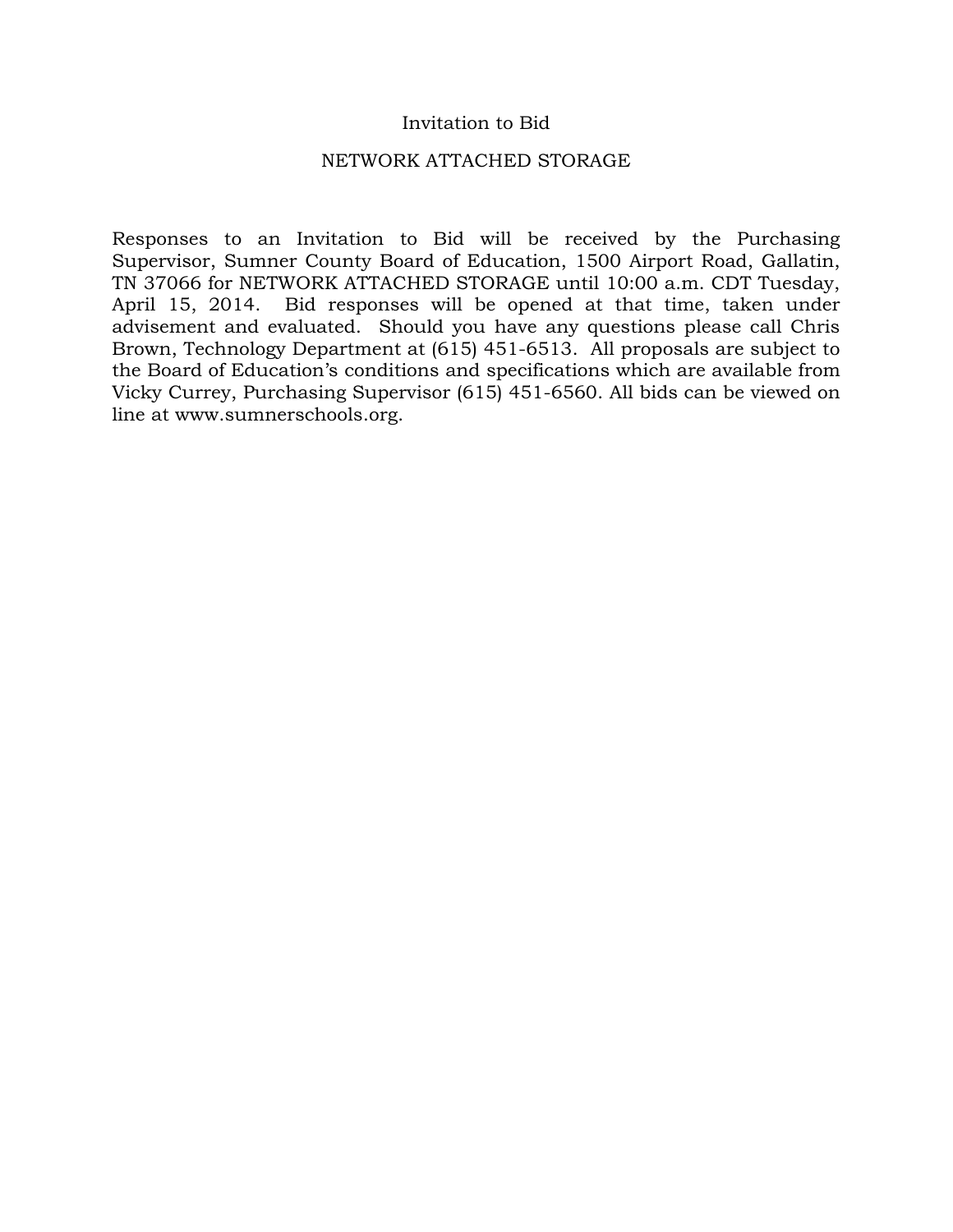# Invitation to Bid

## NETWORK ATTACHED STORAGE

Responses to an Invitation to Bid will be received by the Purchasing Supervisor, Sumner County Board of Education, 1500 Airport Road, Gallatin, TN 37066 for NETWORK ATTACHED STORAGE until 10:00 a.m. CDT Tuesday, April 15, 2014. Bid responses will be opened at that time, taken under advisement and evaluated. Should you have any questions please call Chris Brown, Technology Department at (615) 451-6513. All proposals are subject to the Board of Education's conditions and specifications which are available from Vicky Currey, Purchasing Supervisor (615) 451-6560. All bids can be viewed on line at www.sumnerschools.org.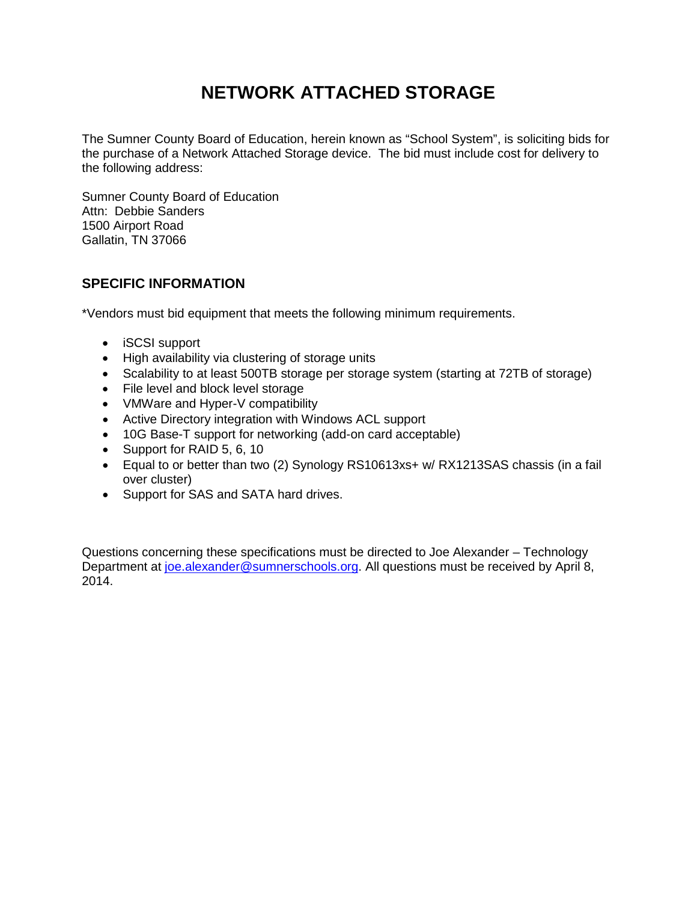# NETWORK ATTACHED STORAGE

The Sumner County Board of Education, herein known as "School System", is soliciting bids for the purchase of a Network Attached Storage device. The bid must include cost for delivery to the following address:

Sumner County Board of Education
Attn: Debbie Sanders
1500 Airport Road
Gallatin, TN 37066

## SPECIFIC INFORMATION

*Vendors must bid equipment that meets the following minimum requirements.

- iSCSI support
- High availability via clustering of storage units
- Scalability to at least 500TB storage per storage system (starting at 72TB of storage)
- File level and block level storage
- VMWare and Hyper-V compatibility
- Active Directory integration with Windows ACL support
- 10G Base-T support for networking (add-on card acceptable)
- Support for RAID 5, 6, 10
- Equal to or better than two (2) Synology RS10613xs+ w/ RX1213SAS chassis (in a fail over cluster)
- Support for SAS and SATA hard drives.

Questions concerning these specifications must be directed to Joe Alexander – Technology Department at joe.alexander@sumnerschools.org. All questions must be received by April 8, 2014.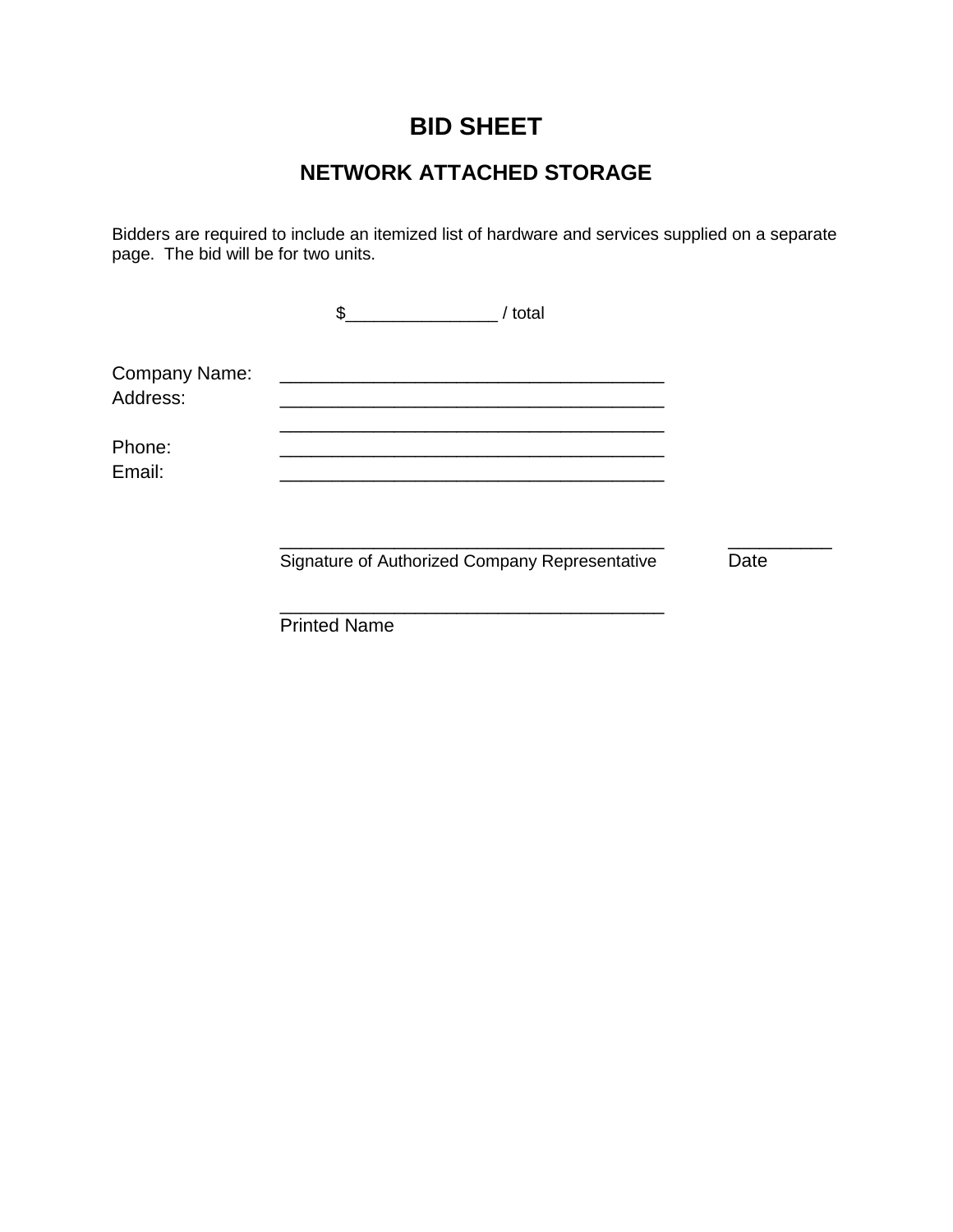# BID SHEET

## NETWORK ATTACHED STORAGE

Bidders are required to include an itemized list of hardware and services supplied on a separate page. The bid will be for two units.

$_______________ / total

Company Name: _____________________________________

Address: _____________________________________

_____________________________________

Phone: _____________________________________

Email: _____________________________________

_____________________________________ __________

Signature of Authorized Company Representative Date

_____________________________________

Printed Name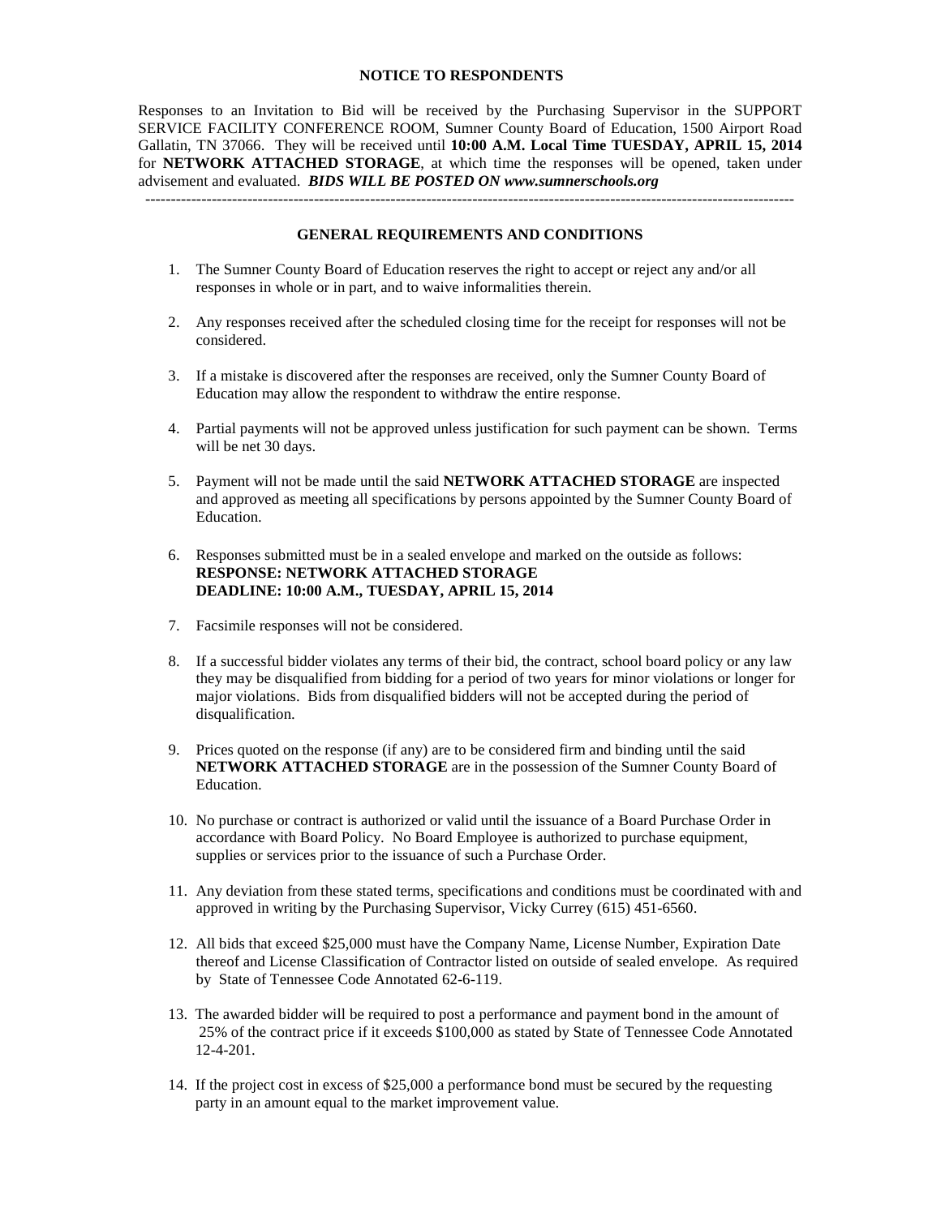## NOTICE TO RESPONDENTS

Responses to an Invitation to Bid will be received by the Purchasing Supervisor in the SUPPORT SERVICE FACILITY CONFERENCE ROOM, Sumner County Board of Education, 1500 Airport Road Gallatin, TN 37066. They will be received until **10:00 A.M. Local Time TUESDAY, APRIL 15, 2014** for **NETWORK ATTACHED STORAGE**, at which time the responses will be opened, taken under advisement and evaluated. ***BIDS WILL BE POSTED ON www.sumnerschools.org***

---

## GENERAL REQUIREMENTS AND CONDITIONS

1. The Sumner County Board of Education reserves the right to accept or reject any and/or all responses in whole or in part, and to waive informalities therein.

2. Any responses received after the scheduled closing time for the receipt for responses will not be considered.

3. If a mistake is discovered after the responses are received, only the Sumner County Board of Education may allow the respondent to withdraw the entire response.

4. Partial payments will not be approved unless justification for such payment can be shown. Terms will be net 30 days.

5. Payment will not be made until the said **NETWORK ATTACHED STORAGE** are inspected and approved as meeting all specifications by persons appointed by the Sumner County Board of Education.

6. Responses submitted must be in a sealed envelope and marked on the outside as follows:
   **RESPONSE: NETWORK ATTACHED STORAGE**
   **DEADLINE: 10:00 A.M., TUESDAY, APRIL 15, 2014**

7. Facsimile responses will not be considered.

8. If a successful bidder violates any terms of their bid, the contract, school board policy or any law they may be disqualified from bidding for a period of two years for minor violations or longer for major violations. Bids from disqualified bidders will not be accepted during the period of disqualification.

9. Prices quoted on the response (if any) are to be considered firm and binding until the said **NETWORK ATTACHED STORAGE** are in the possession of the Sumner County Board of Education.

10. No purchase or contract is authorized or valid until the issuance of a Board Purchase Order in accordance with Board Policy. No Board Employee is authorized to purchase equipment, supplies or services prior to the issuance of such a Purchase Order.

11. Any deviation from these stated terms, specifications and conditions must be coordinated with and approved in writing by the Purchasing Supervisor, Vicky Currey (615) 451-6560.

12. All bids that exceed $25,000 must have the Company Name, License Number, Expiration Date thereof and License Classification of Contractor listed on outside of sealed envelope. As required by State of Tennessee Code Annotated 62-6-119.

13. The awarded bidder will be required to post a performance and payment bond in the amount of 25% of the contract price if it exceeds $100,000 as stated by State of Tennessee Code Annotated 12-4-201.

14. If the project cost in excess of $25,000 a performance bond must be secured by the requesting party in an amount equal to the market improvement value.